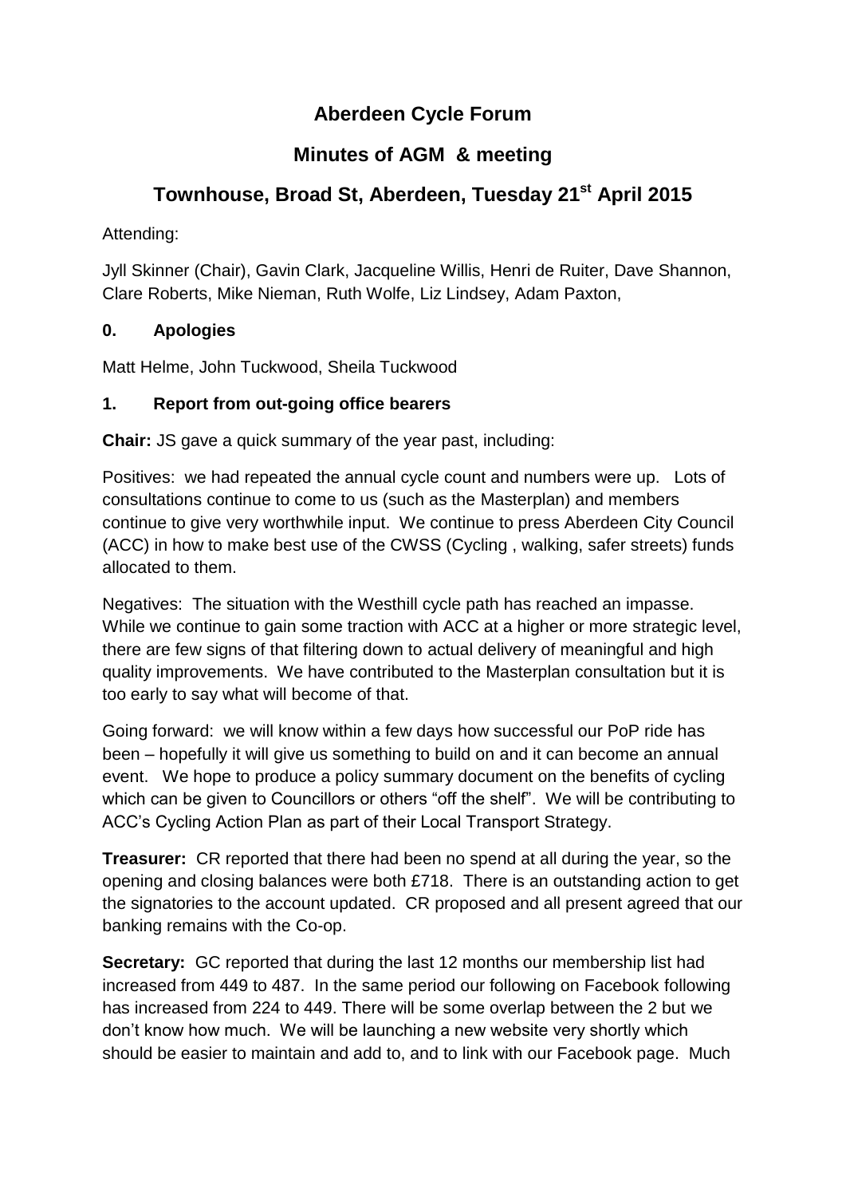# Aberdeen Cycle Forum

## Minutes of AGM & meeting

## Townhouse, Broad St, Aberdeen, Tuesday 21st April 2015

Attending:

Jyll Skinner (Chair), Gavin Clark, Jacqueline Willis, Henri de Ruiter, Dave Shannon, Clare Roberts, Mike Nieman, Ruth Wolfe, Liz Lindsey, Adam Paxton,

### 0. Apologies

Matt Helme, John Tuckwood, Sheila Tuckwood

### 1. Report from out-going office bearers

**Chair:** JS gave a quick summary of the year past, including:

Positives: we had repeated the annual cycle count and numbers were up. Lots of consultations continue to come to us (such as the Masterplan) and members continue to give very worthwhile input. We continue to press Aberdeen City Council (ACC) in how to make best use of the CWSS (Cycling , walking, safer streets) funds allocated to them.

Negatives: The situation with the Westhill cycle path has reached an impasse. While we continue to gain some traction with ACC at a higher or more strategic level, there are few signs of that filtering down to actual delivery of meaningful and high quality improvements. We have contributed to the Masterplan consultation but it is too early to say what will become of that.

Going forward: we will know within a few days how successful our PoP ride has been – hopefully it will give us something to build on and it can become an annual event. We hope to produce a policy summary document on the benefits of cycling which can be given to Councillors or others "off the shelf". We will be contributing to ACC's Cycling Action Plan as part of their Local Transport Strategy.

**Treasurer:** CR reported that there had been no spend at all during the year, so the opening and closing balances were both £718. There is an outstanding action to get the signatories to the account updated. CR proposed and all present agreed that our banking remains with the Co-op.

**Secretary:** GC reported that during the last 12 months our membership list had increased from 449 to 487. In the same period our following on Facebook following has increased from 224 to 449. There will be some overlap between the 2 but we don't know how much. We will be launching a new website very shortly which should be easier to maintain and add to, and to link with our Facebook page. Much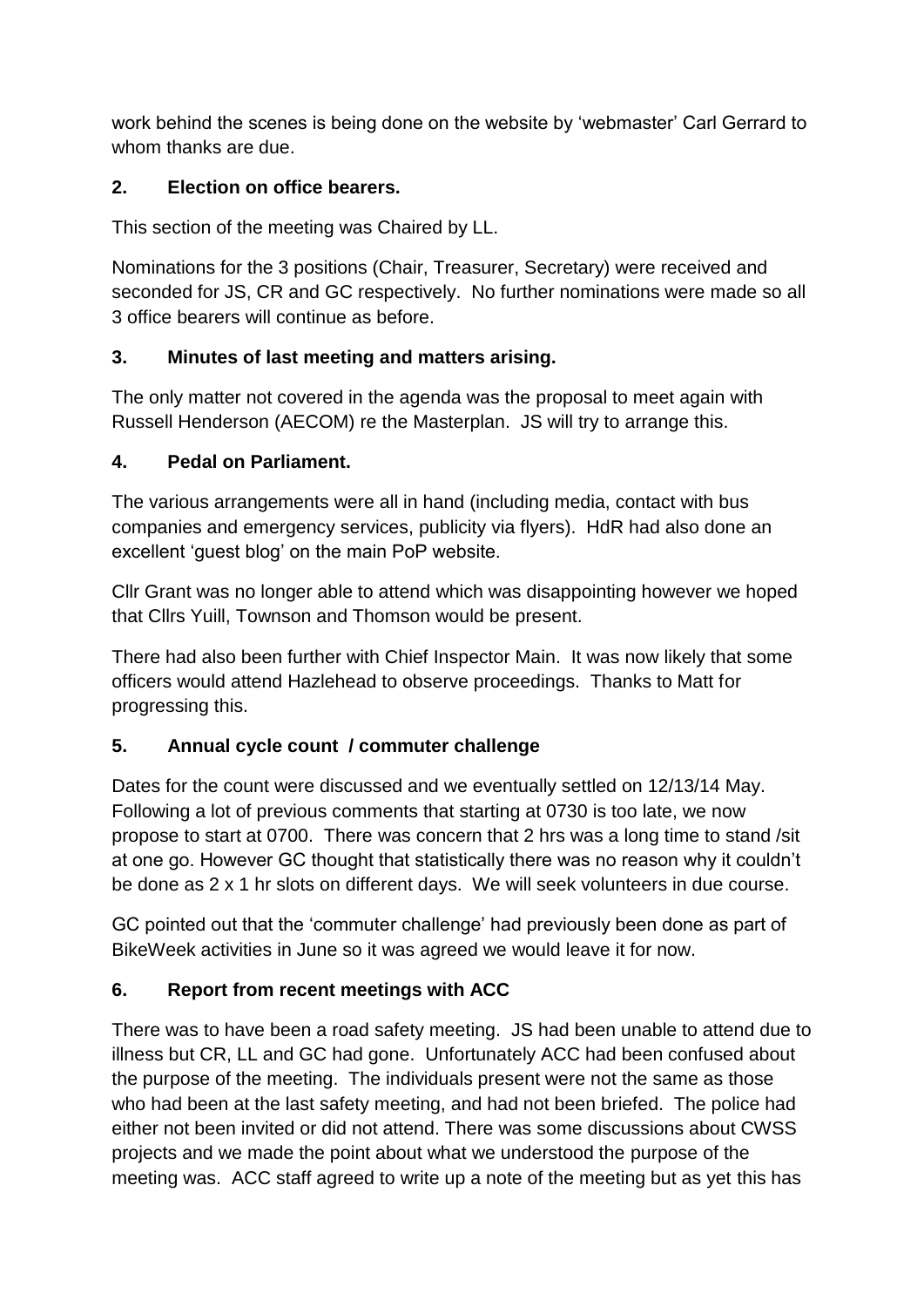work behind the scenes is being done on the website by 'webmaster' Carl Gerrard to whom thanks are due.

## 2. Election on office bearers.

This section of the meeting was Chaired by LL.

Nominations for the 3 positions (Chair, Treasurer, Secretary) were received and seconded for JS, CR and GC respectively. No further nominations were made so all 3 office bearers will continue as before.

## 3. Minutes of last meeting and matters arising.

The only matter not covered in the agenda was the proposal to meet again with Russell Henderson (AECOM) re the Masterplan. JS will try to arrange this.

## 4. Pedal on Parliament.

The various arrangements were all in hand (including media, contact with bus companies and emergency services, publicity via flyers). HdR had also done an excellent 'guest blog' on the main PoP website.

Cllr Grant was no longer able to attend which was disappointing however we hoped that Cllrs Yuill, Townson and Thomson would be present.

There had also been further with Chief Inspector Main. It was now likely that some officers would attend Hazlehead to observe proceedings. Thanks to Matt for progressing this.

## 5. Annual cycle count / commuter challenge

Dates for the count were discussed and we eventually settled on 12/13/14 May. Following a lot of previous comments that starting at 0730 is too late, we now propose to start at 0700. There was concern that 2 hrs was a long time to stand /sit at one go. However GC thought that statistically there was no reason why it couldn't be done as 2 x 1 hr slots on different days. We will seek volunteers in due course.

GC pointed out that the 'commuter challenge' had previously been done as part of BikeWeek activities in June so it was agreed we would leave it for now.

## 6. Report from recent meetings with ACC

There was to have been a road safety meeting. JS had been unable to attend due to illness but CR, LL and GC had gone. Unfortunately ACC had been confused about the purpose of the meeting. The individuals present were not the same as those who had been at the last safety meeting, and had not been briefed. The police had either not been invited or did not attend. There was some discussions about CWSS projects and we made the point about what we understood the purpose of the meeting was. ACC staff agreed to write up a note of the meeting but as yet this has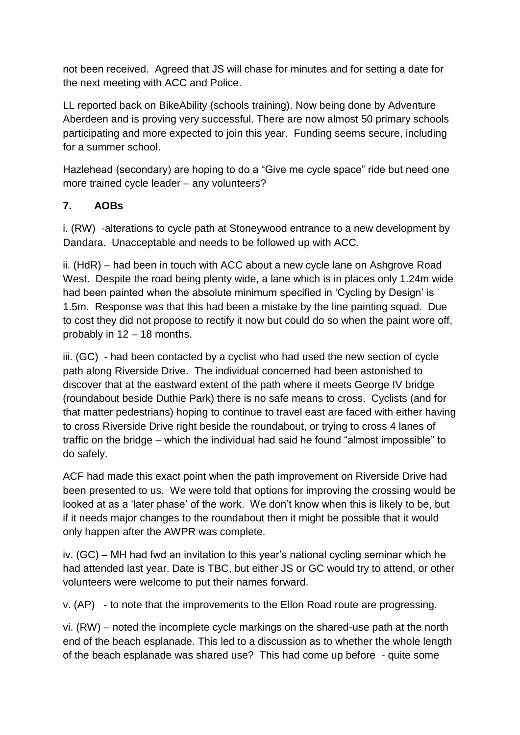not been received. Agreed that JS will chase for minutes and for setting a date for the next meeting with ACC and Police.

LL reported back on BikeAbility (schools training). Now being done by Adventure Aberdeen and is proving very successful. There are now almost 50 primary schools participating and more expected to join this year. Funding seems secure, including for a summer school.

Hazlehead (secondary) are hoping to do a "Give me cycle space" ride but need one more trained cycle leader – any volunteers?

## 7. AOBs

i. (RW) -alterations to cycle path at Stoneywood entrance to a new development by Dandara. Unacceptable and needs to be followed up with ACC.

ii. (HdR) – had been in touch with ACC about a new cycle lane on Ashgrove Road West. Despite the road being plenty wide, a lane which is in places only 1.24m wide had been painted when the absolute minimum specified in 'Cycling by Design' is 1.5m. Response was that this had been a mistake by the line painting squad. Due to cost they did not propose to rectify it now but could do so when the paint wore off, probably in 12 – 18 months.

iii. (GC) - had been contacted by a cyclist who had used the new section of cycle path along Riverside Drive. The individual concerned had been astonished to discover that at the eastward extent of the path where it meets George IV bridge (roundabout beside Duthie Park) there is no safe means to cross. Cyclists (and for that matter pedestrians) hoping to continue to travel east are faced with either having to cross Riverside Drive right beside the roundabout, or trying to cross 4 lanes of traffic on the bridge – which the individual had said he found "almost impossible" to do safely.

ACF had made this exact point when the path improvement on Riverside Drive had been presented to us. We were told that options for improving the crossing would be looked at as a 'later phase' of the work. We don't know when this is likely to be, but if it needs major changes to the roundabout then it might be possible that it would only happen after the AWPR was complete.

iv. (GC) – MH had fwd an invitation to this year's national cycling seminar which he had attended last year. Date is TBC, but either JS or GC would try to attend, or other volunteers were welcome to put their names forward.

v. (AP) - to note that the improvements to the Ellon Road route are progressing.

vi. (RW) – noted the incomplete cycle markings on the shared-use path at the north end of the beach esplanade. This led to a discussion as to whether the whole length of the beach esplanade was shared use? This had come up before - quite some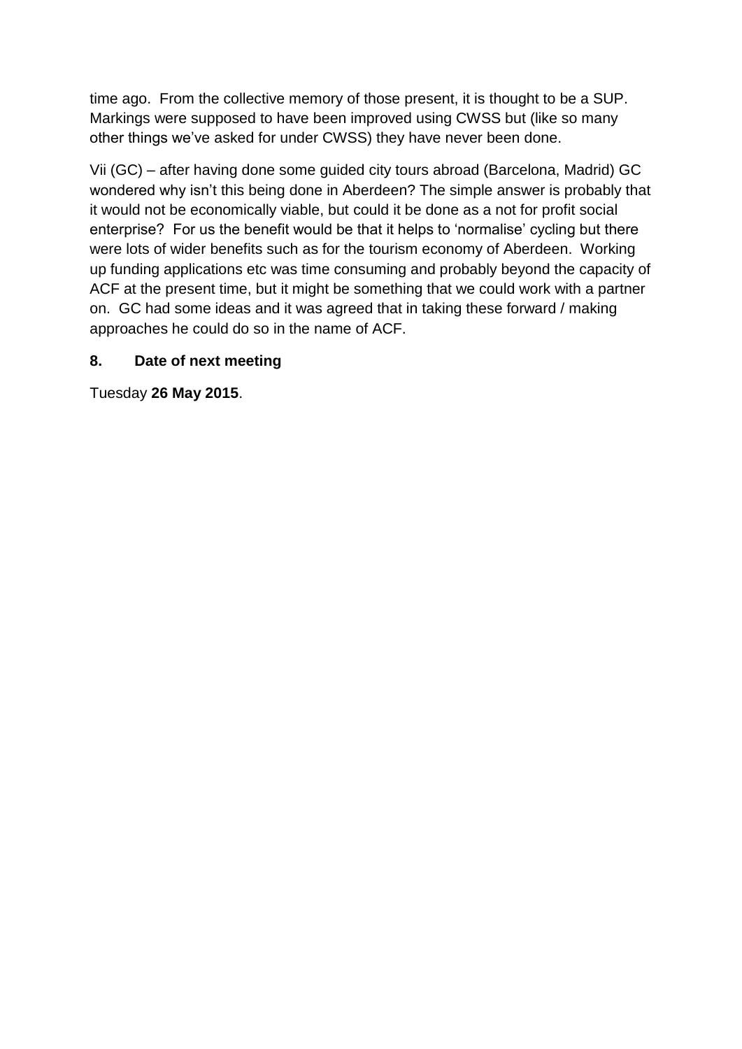time ago. From the collective memory of those present, it is thought to be a SUP. Markings were supposed to have been improved using CWSS but (like so many other things we've asked for under CWSS) they have never been done.

Vii (GC) – after having done some guided city tours abroad (Barcelona, Madrid) GC wondered why isn't this being done in Aberdeen? The simple answer is probably that it would not be economically viable, but could it be done as a not for profit social enterprise? For us the benefit would be that it helps to 'normalise' cycling but there were lots of wider benefits such as for the tourism economy of Aberdeen. Working up funding applications etc was time consuming and probably beyond the capacity of ACF at the present time, but it might be something that we could work with a partner on. GC had some ideas and it was agreed that in taking these forward / making approaches he could do so in the name of ACF.

## 8. Date of next meeting

Tuesday **26 May 2015**.